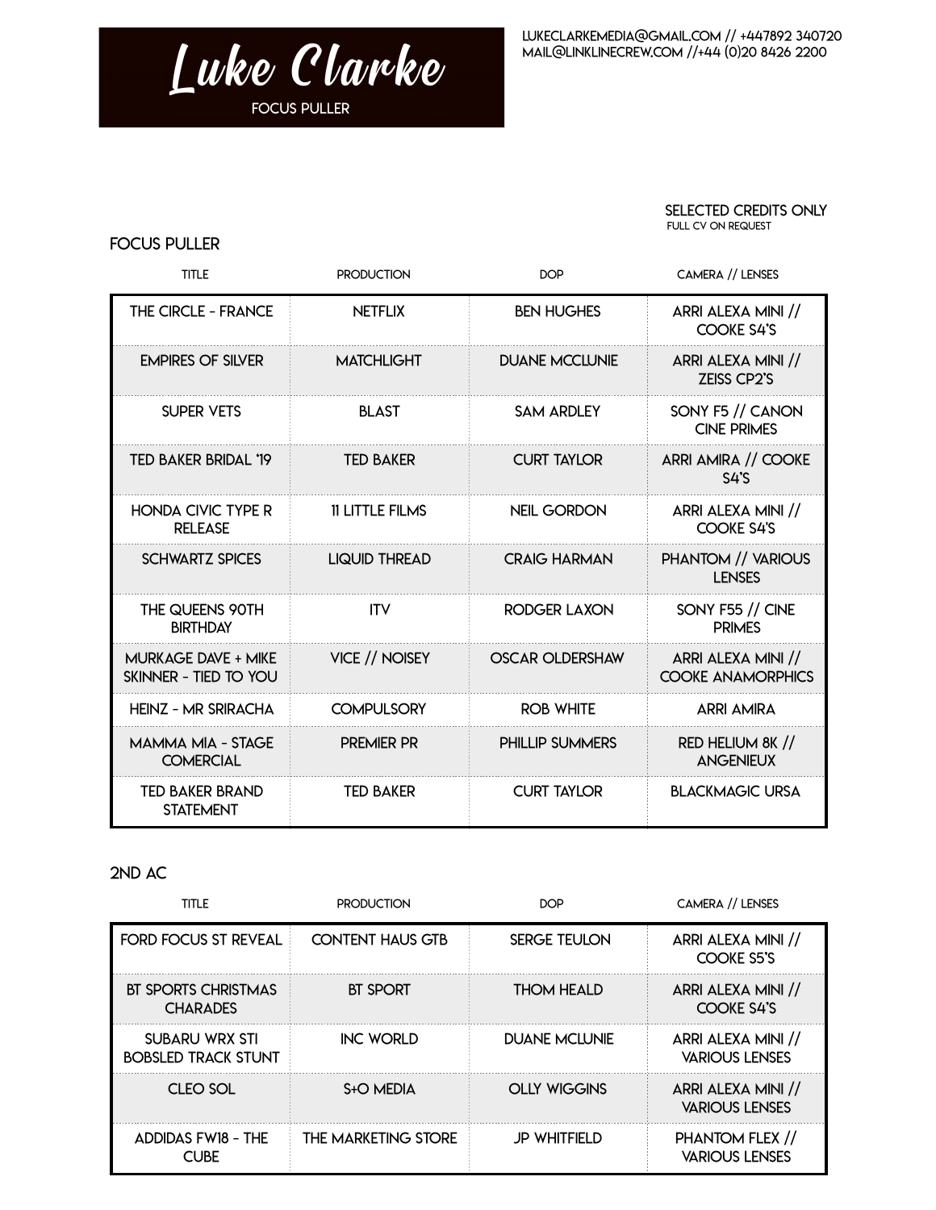# Luke Clarke

FOCUS PULLER

LUKECLARKEMEDIA@GMAIL.COM // +447892 340720
MAIL@LINKLINECREW.COM //+44 (0)20 8426 2200

SELECTED CREDITS ONLY
FULL CV ON REQUEST

## FOCUS PULLER

| TITLE | PRODUCTION | DOP | CAMERA // LENSES |
| --- | --- | --- | --- |
| THE CIRCLE - FRANCE | NETFLIX | BEN HUGHES | ARRI ALEXA MINI // COOKE S4'S |
| EMPIRES OF SILVER | MATCHLIGHT | DUANE MCCLUNIE | ARRI ALEXA MINI // ZEISS CP2'S |
| SUPER VETS | BLAST | SAM ARDLEY | SONY F5 // CANON CINE PRIMES |
| TED BAKER BRIDAL '19 | TED BAKER | CURT TAYLOR | ARRI AMIRA // COOKE S4'S |
| HONDA CIVIC TYPE R RELEASE | 11 LITTLE FILMS | NEIL GORDON | ARRI ALEXA MINI // COOKE S4'S |
| SCHWARTZ SPICES | LIQUID THREAD | CRAIG HARMAN | PHANTOM // VARIOUS LENSES |
| THE QUEENS 90TH BIRTHDAY | ITV | RODGER LAXON | SONY F55 // CINE PRIMES |
| MURKAGE DAVE + MIKE SKINNER - TIED TO YOU | VICE // NOISEY | OSCAR OLDERSHAW | ARRI ALEXA MINI // COOKE ANAMORPHICS |
| HEINZ - MR SRIRACHA | COMPULSORY | ROB WHITE | ARRI AMIRA |
| MAMMA MIA - STAGE COMERCIAL | PREMIER PR | PHILLIP SUMMERS | RED HELIUM 8K // ANGENIEUX |
| TED BAKER BRAND STATEMENT | TED BAKER | CURT TAYLOR | BLACKMAGIC URSA |

## 2ND AC

| TITLE | PRODUCTION | DOP | CAMERA // LENSES |
| --- | --- | --- | --- |
| FORD FOCUS ST REVEAL | CONTENT HAUS GTB | SERGE TEULON | ARRI ALEXA MINI // COOKE S5'S |
| BT SPORTS CHRISTMAS CHARADES | BT SPORT | THOM HEALD | ARRI ALEXA MINI // COOKE S4'S |
| SUBARU WRX STI BOBSLED TRACK STUNT | INC WORLD | DUANE MCLUNIE | ARRI ALEXA MINI // VARIOUS LENSES |
| CLEO SOL | S+O MEDIA | OLLY WIGGINS | ARRI ALEXA MINI // VARIOUS LENSES |
| ADDIDAS FW18 - THE CUBE | THE MARKETING STORE | JP WHITFIELD | PHANTOM FLEX // VARIOUS LENSES |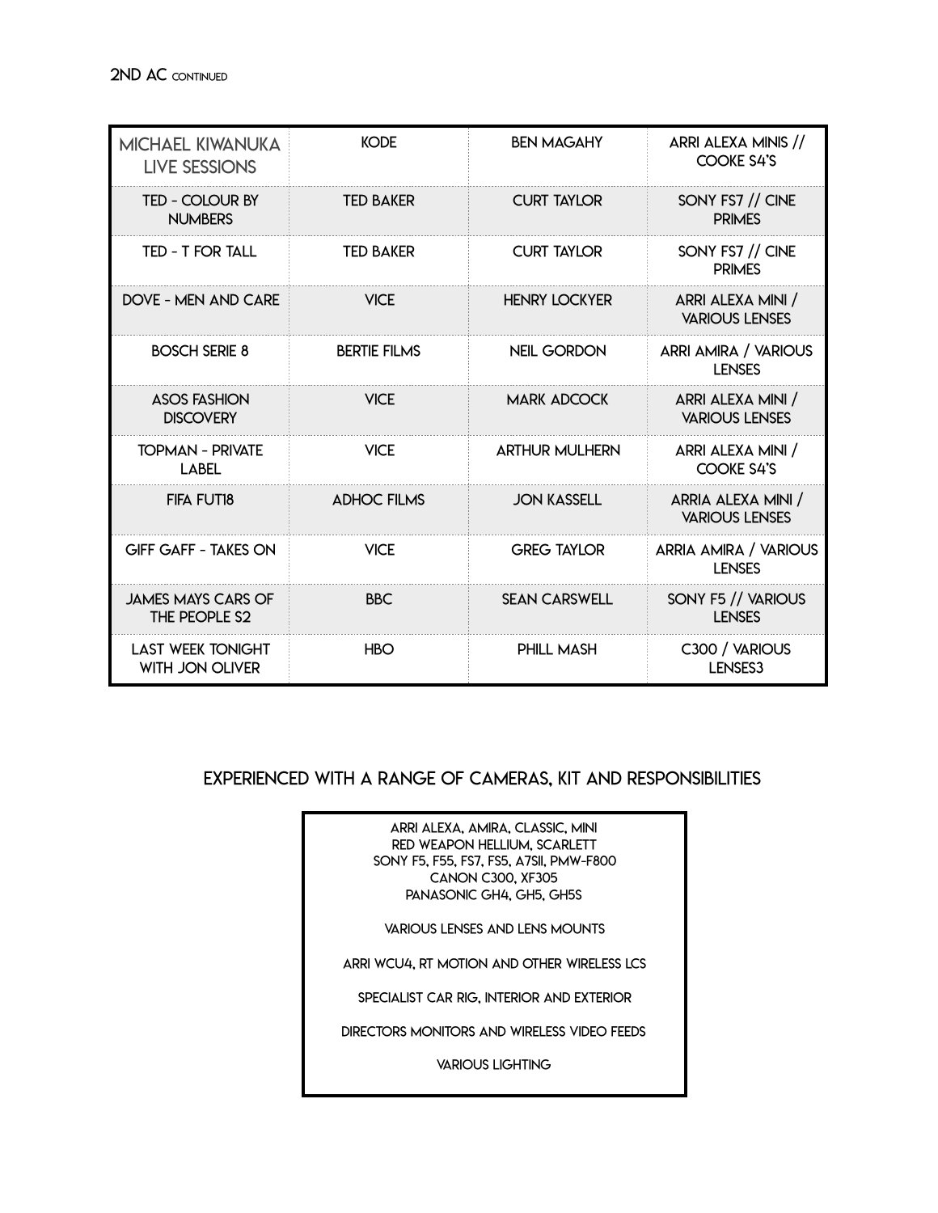2ND AC CONTINUED

| | | | |
|---|---|---|---|
| MICHAEL KIWANUKA LIVE SESSIONS | KODE | BEN MAGAHY | ARRI ALEXA MINIS // COOKE S4'S |
| TED - COLOUR BY NUMBERS | TED BAKER | CURT TAYLOR | SONY FS7 // CINE PRIMES |
| TED - T FOR TALL | TED BAKER | CURT TAYLOR | SONY FS7 // CINE PRIMES |
| DOVE - MEN AND CARE | VICE | HENRY LOCKYER | ARRI ALEXA MINI / VARIOUS LENSES |
| BOSCH SERIE 8 | BERTIE FILMS | NEIL GORDON | ARRI AMIRA / VARIOUS LENSES |
| ASOS FASHION DISCOVERY | VICE | MARK ADCOCK | ARRI ALEXA MINI / VARIOUS LENSES |
| TOPMAN - PRIVATE LABEL | VICE | ARTHUR MULHERN | ARRI ALEXA MINI / COOKE S4'S |
| FIFA FUT18 | ADHOC FILMS | JON KASSELL | ARRIA ALEXA MINI / VARIOUS LENSES |
| GIFF GAFF - TAKES ON | VICE | GREG TAYLOR | ARRIA AMIRA / VARIOUS LENSES |
| JAMES MAYS CARS OF THE PEOPLE S2 | BBC | SEAN CARSWELL | SONY F5 // VARIOUS LENSES |
| LAST WEEK TONIGHT WITH JON OLIVER | HBO | PHILL MASH | C300 / VARIOUS LENSES3 |

## EXPERIENCED WITH A RANGE OF CAMERAS, KIT AND RESPONSIBILITIES

ARRI ALEXA, AMIRA, CLASSIC, MINI
RED WEAPON HELLIUM, SCARLETT
SONY F5, F55, FS7, FS5, A7SII, PMW-F800
CANON C300, XF305
PANASONIC GH4, GH5, GH5S

VARIOUS LENSES AND LENS MOUNTS

ARRI WCU4, RT MOTION AND OTHER WIRELESS LCS

SPECIALIST CAR RIG, INTERIOR AND EXTERIOR

DIRECTORS MONITORS AND WIRELESS VIDEO FEEDS

VARIOUS LIGHTING